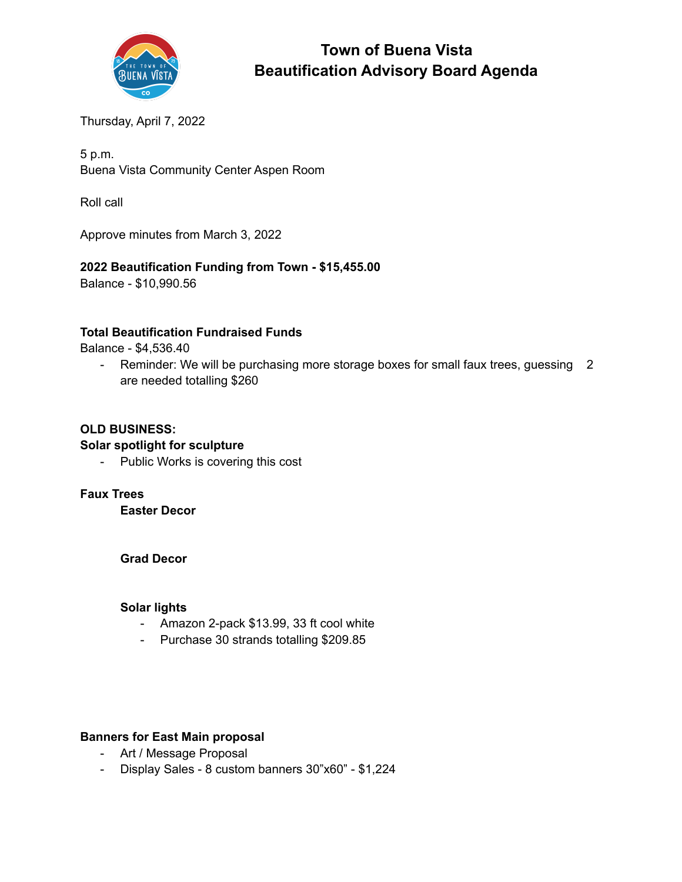# Town of Buena Vista
# Beautification Advisory Board Agenda

Thursday, April 7, 2022

5 p.m.
Buena Vista Community Center Aspen Room

Roll call

Approve minutes from March 3, 2022

**2022 Beautification Funding from Town - $15,455.00**
Balance - $10,990.56

**Total Beautification Fundraised Funds**
Balance - $4,536.40
- Reminder: We will be purchasing more storage boxes for small faux trees, guessing 2 are needed totalling $260

**OLD BUSINESS:**

**Solar spotlight for sculpture**
- Public Works is covering this cost

**Faux Trees**

**Easter Decor**

**Grad Decor**

**Solar lights**
- Amazon 2-pack $13.99, 33 ft cool white
- Purchase 30 strands totalling $209.85

**Banners for East Main proposal**
- Art / Message Proposal
- Display Sales - 8 custom banners 30"x60" - $1,224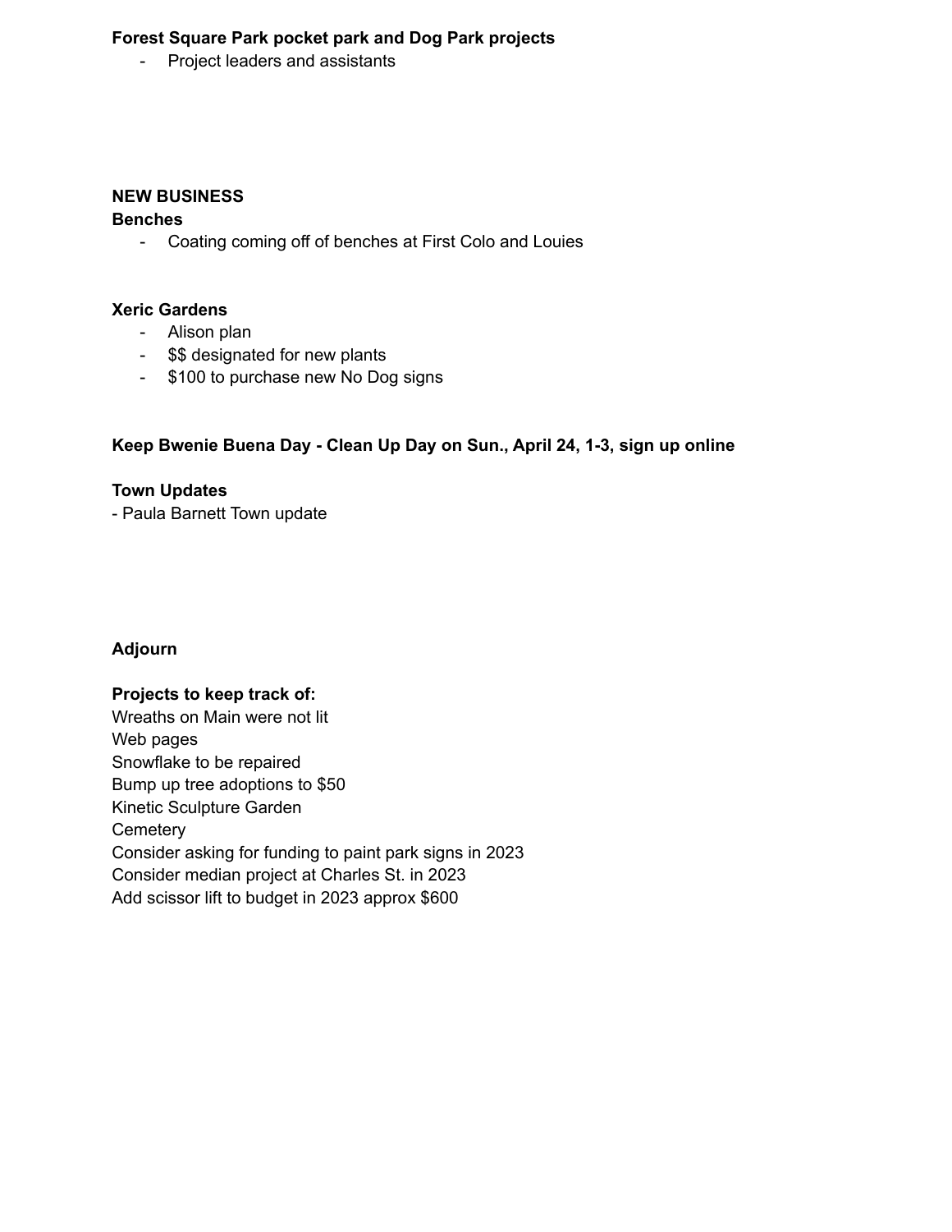**Forest Square Park pocket park and Dog Park projects**

- Project leaders and assistants

**NEW BUSINESS**

**Benches**

- Coating coming off of benches at First Colo and Louies

**Xeric Gardens**

- Alison plan
- $$ designated for new plants
- $100 to purchase new No Dog signs

**Keep Bwenie Buena Day - Clean Up Day on Sun., April 24, 1-3, sign up online**

**Town Updates**

- Paula Barnett Town update

**Adjourn**

**Projects to keep track of:**

Wreaths on Main were not lit
Web pages
Snowflake to be repaired
Bump up tree adoptions to $50
Kinetic Sculpture Garden
Cemetery
Consider asking for funding to paint park signs in 2023
Consider median project at Charles St. in 2023
Add scissor lift to budget in 2023 approx $600